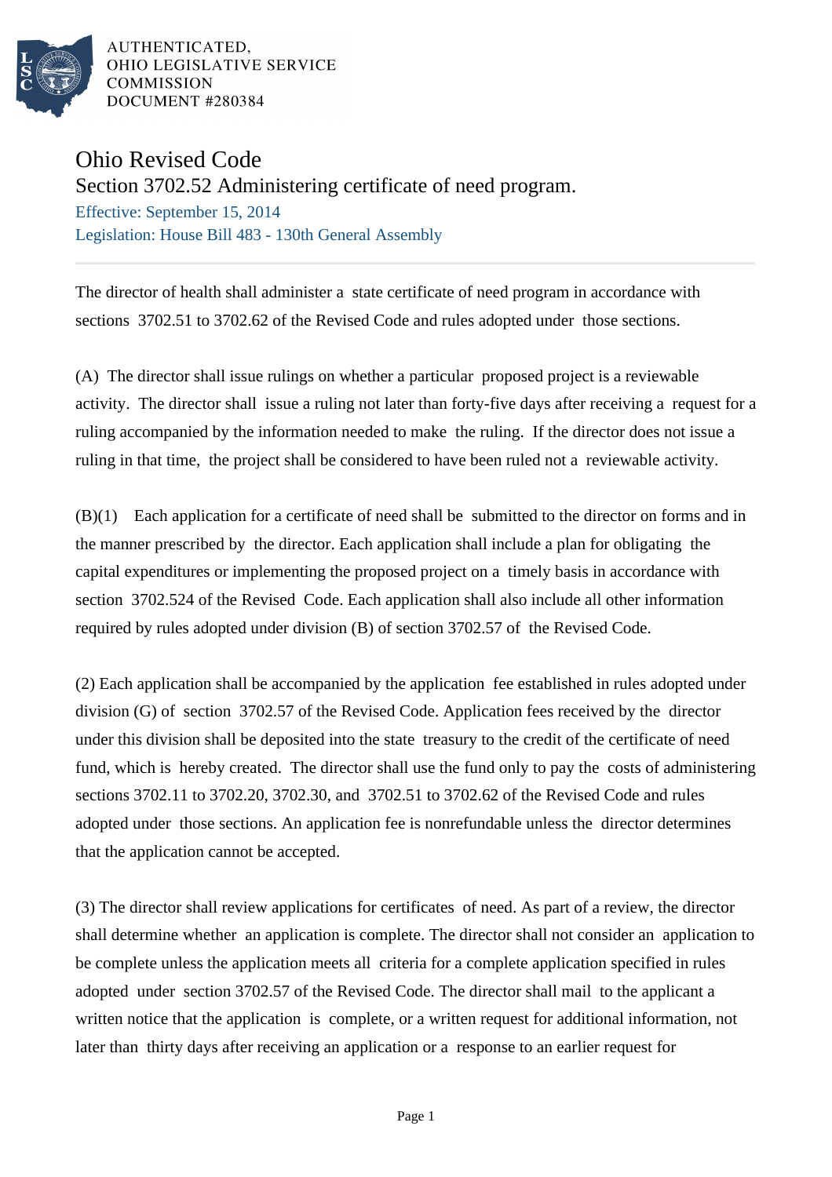AUTHENTICATED,
OHIO LEGISLATIVE SERVICE
COMMISSION
DOCUMENT #280384

# Ohio Revised Code

## Section 3702.52 Administering certificate of need program.

Effective: September 15, 2014

Legislation: House Bill 483 - 130th General Assembly

---

The director of health shall administer a state certificate of need program in accordance with sections 3702.51 to 3702.62 of the Revised Code and rules adopted under those sections.

(A) The director shall issue rulings on whether a particular proposed project is a reviewable activity. The director shall issue a ruling not later than forty-five days after receiving a request for a ruling accompanied by the information needed to make the ruling. If the director does not issue a ruling in that time, the project shall be considered to have been ruled not a reviewable activity.

(B)(1) Each application for a certificate of need shall be submitted to the director on forms and in the manner prescribed by the director. Each application shall include a plan for obligating the capital expenditures or implementing the proposed project on a timely basis in accordance with section 3702.524 of the Revised Code. Each application shall also include all other information required by rules adopted under division (B) of section 3702.57 of the Revised Code.

(2) Each application shall be accompanied by the application fee established in rules adopted under division (G) of section 3702.57 of the Revised Code. Application fees received by the director under this division shall be deposited into the state treasury to the credit of the certificate of need fund, which is hereby created. The director shall use the fund only to pay the costs of administering sections 3702.11 to 3702.20, 3702.30, and 3702.51 to 3702.62 of the Revised Code and rules adopted under those sections. An application fee is nonrefundable unless the director determines that the application cannot be accepted.

(3) The director shall review applications for certificates of need. As part of a review, the director shall determine whether an application is complete. The director shall not consider an application to be complete unless the application meets all criteria for a complete application specified in rules adopted under section 3702.57 of the Revised Code. The director shall mail to the applicant a written notice that the application is complete, or a written request for additional information, not later than thirty days after receiving an application or a response to an earlier request for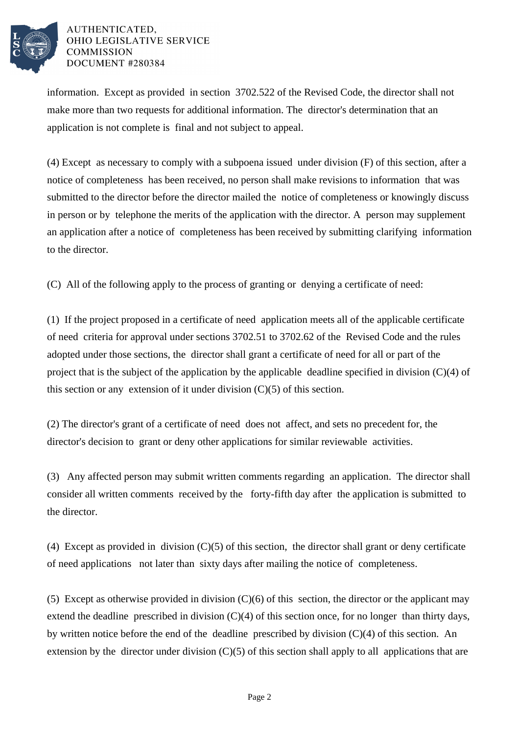information. Except as provided in section 3702.522 of the Revised Code, the director shall not make more than two requests for additional information. The director's determination that an application is not complete is final and not subject to appeal.

(4) Except as necessary to comply with a subpoena issued under division (F) of this section, after a notice of completeness has been received, no person shall make revisions to information that was submitted to the director before the director mailed the notice of completeness or knowingly discuss in person or by telephone the merits of the application with the director. A person may supplement an application after a notice of completeness has been received by submitting clarifying information to the director.

(C) All of the following apply to the process of granting or denying a certificate of need:

(1) If the project proposed in a certificate of need application meets all of the applicable certificate of need criteria for approval under sections 3702.51 to 3702.62 of the Revised Code and the rules adopted under those sections, the director shall grant a certificate of need for all or part of the project that is the subject of the application by the applicable deadline specified in division (C)(4) of this section or any extension of it under division (C)(5) of this section.

(2) The director's grant of a certificate of need does not affect, and sets no precedent for, the director's decision to grant or deny other applications for similar reviewable activities.

(3) Any affected person may submit written comments regarding an application. The director shall consider all written comments received by the forty-fifth day after the application is submitted to the director.

(4) Except as provided in division (C)(5) of this section, the director shall grant or deny certificate of need applications not later than sixty days after mailing the notice of completeness.

(5) Except as otherwise provided in division (C)(6) of this section, the director or the applicant may extend the deadline prescribed in division (C)(4) of this section once, for no longer than thirty days, by written notice before the end of the deadline prescribed by division (C)(4) of this section. An extension by the director under division (C)(5) of this section shall apply to all applications that are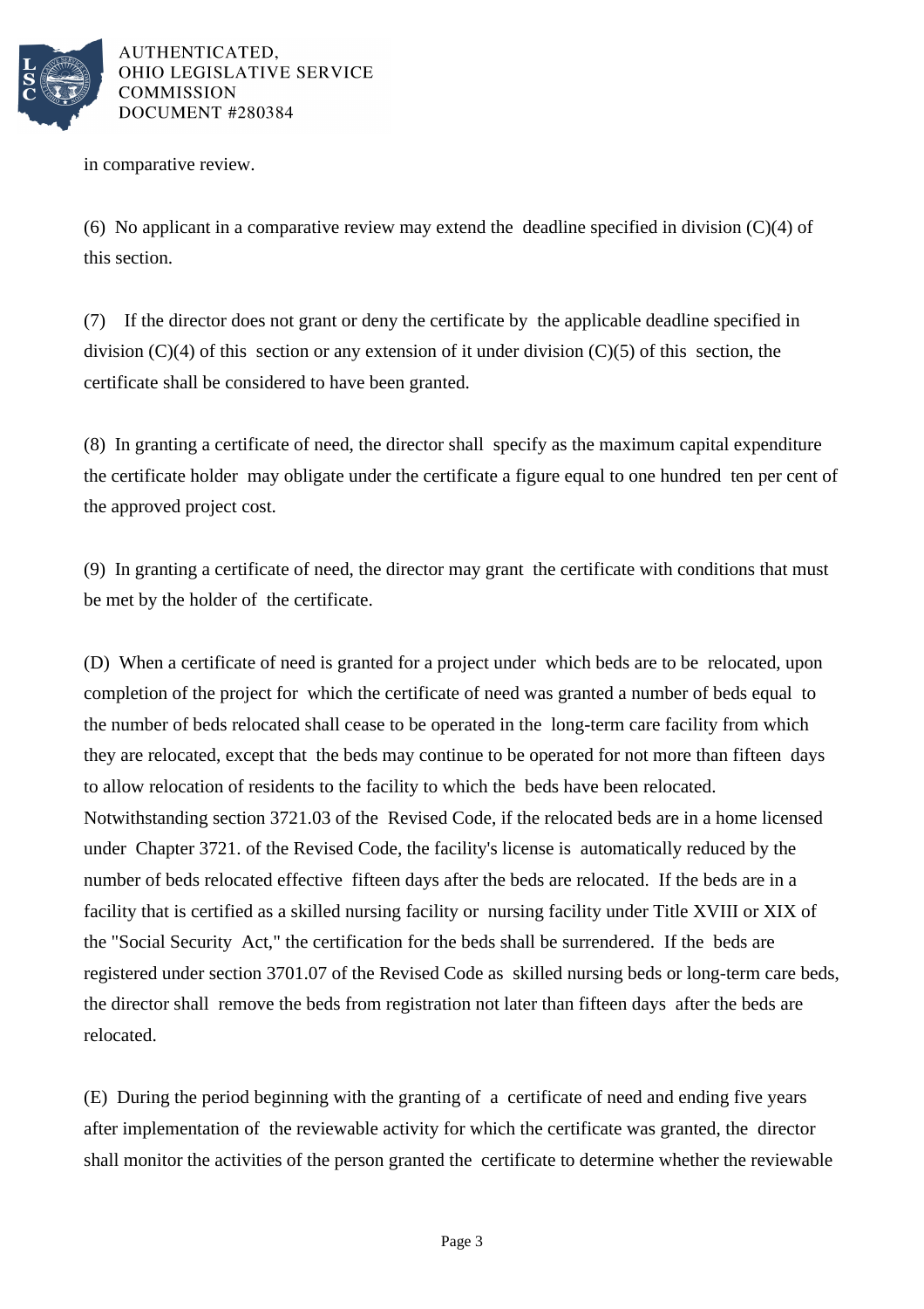in comparative review.

(6) No applicant in a comparative review may extend the deadline specified in division (C)(4) of this section.

(7) If the director does not grant or deny the certificate by the applicable deadline specified in division (C)(4) of this section or any extension of it under division (C)(5) of this section, the certificate shall be considered to have been granted.

(8) In granting a certificate of need, the director shall specify as the maximum capital expenditure the certificate holder may obligate under the certificate a figure equal to one hundred ten per cent of the approved project cost.

(9) In granting a certificate of need, the director may grant the certificate with conditions that must be met by the holder of the certificate.

(D) When a certificate of need is granted for a project under which beds are to be relocated, upon completion of the project for which the certificate of need was granted a number of beds equal to the number of beds relocated shall cease to be operated in the long-term care facility from which they are relocated, except that the beds may continue to be operated for not more than fifteen days to allow relocation of residents to the facility to which the beds have been relocated. Notwithstanding section 3721.03 of the Revised Code, if the relocated beds are in a home licensed under Chapter 3721. of the Revised Code, the facility's license is automatically reduced by the number of beds relocated effective fifteen days after the beds are relocated. If the beds are in a facility that is certified as a skilled nursing facility or nursing facility under Title XVIII or XIX of the "Social Security Act," the certification for the beds shall be surrendered. If the beds are registered under section 3701.07 of the Revised Code as skilled nursing beds or long-term care beds, the director shall remove the beds from registration not later than fifteen days after the beds are relocated.

(E) During the period beginning with the granting of a certificate of need and ending five years after implementation of the reviewable activity for which the certificate was granted, the director shall monitor the activities of the person granted the certificate to determine whether the reviewable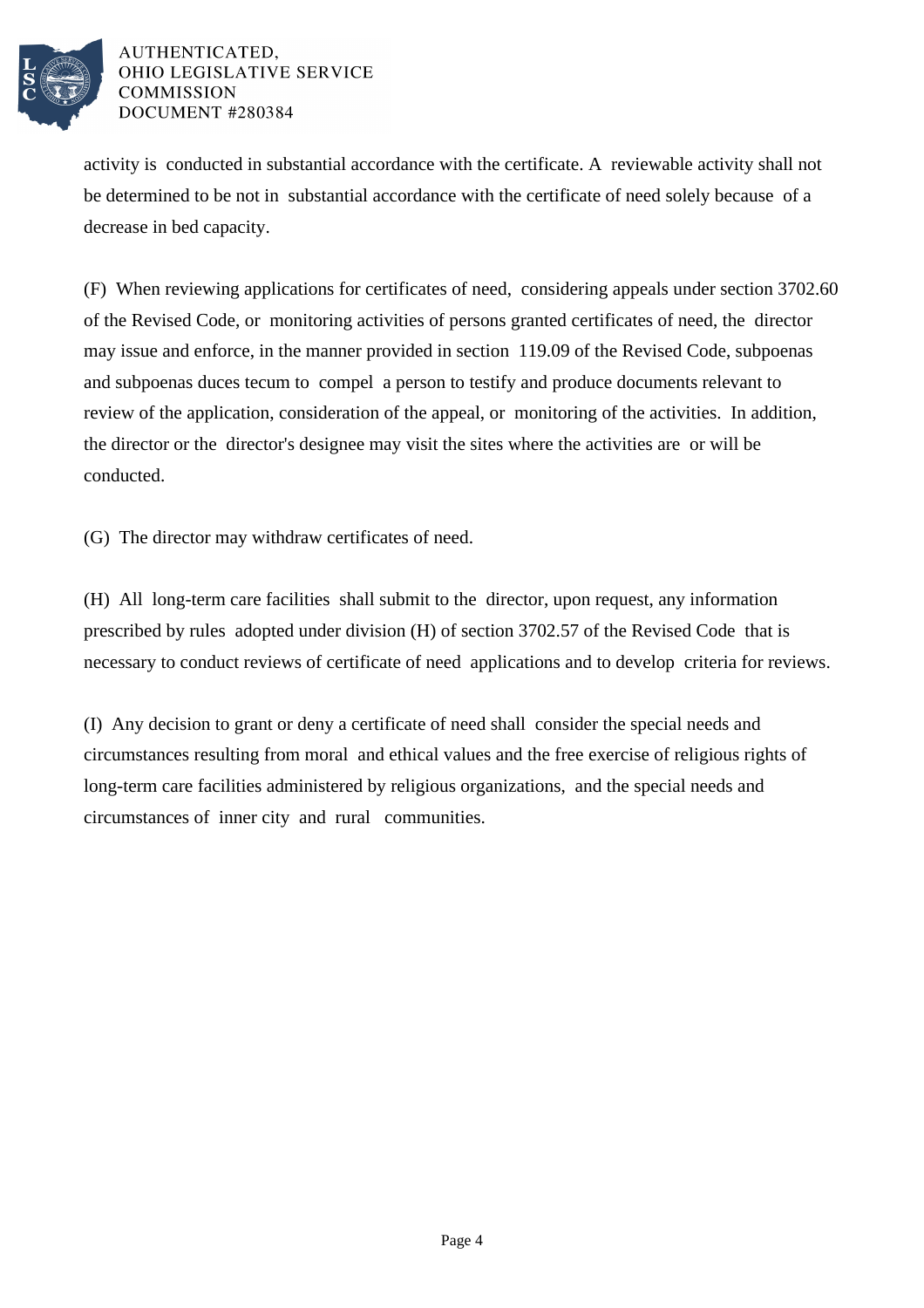activity is conducted in substantial accordance with the certificate. A reviewable activity shall not be determined to be not in substantial accordance with the certificate of need solely because of a decrease in bed capacity.

(F) When reviewing applications for certificates of need, considering appeals under section 3702.60 of the Revised Code, or monitoring activities of persons granted certificates of need, the director may issue and enforce, in the manner provided in section 119.09 of the Revised Code, subpoenas and subpoenas duces tecum to compel a person to testify and produce documents relevant to review of the application, consideration of the appeal, or monitoring of the activities. In addition, the director or the director's designee may visit the sites where the activities are or will be conducted.

(G) The director may withdraw certificates of need.

(H) All long-term care facilities shall submit to the director, upon request, any information prescribed by rules adopted under division (H) of section 3702.57 of the Revised Code that is necessary to conduct reviews of certificate of need applications and to develop criteria for reviews.

(I) Any decision to grant or deny a certificate of need shall consider the special needs and circumstances resulting from moral and ethical values and the free exercise of religious rights of long-term care facilities administered by religious organizations, and the special needs and circumstances of inner city and rural communities.